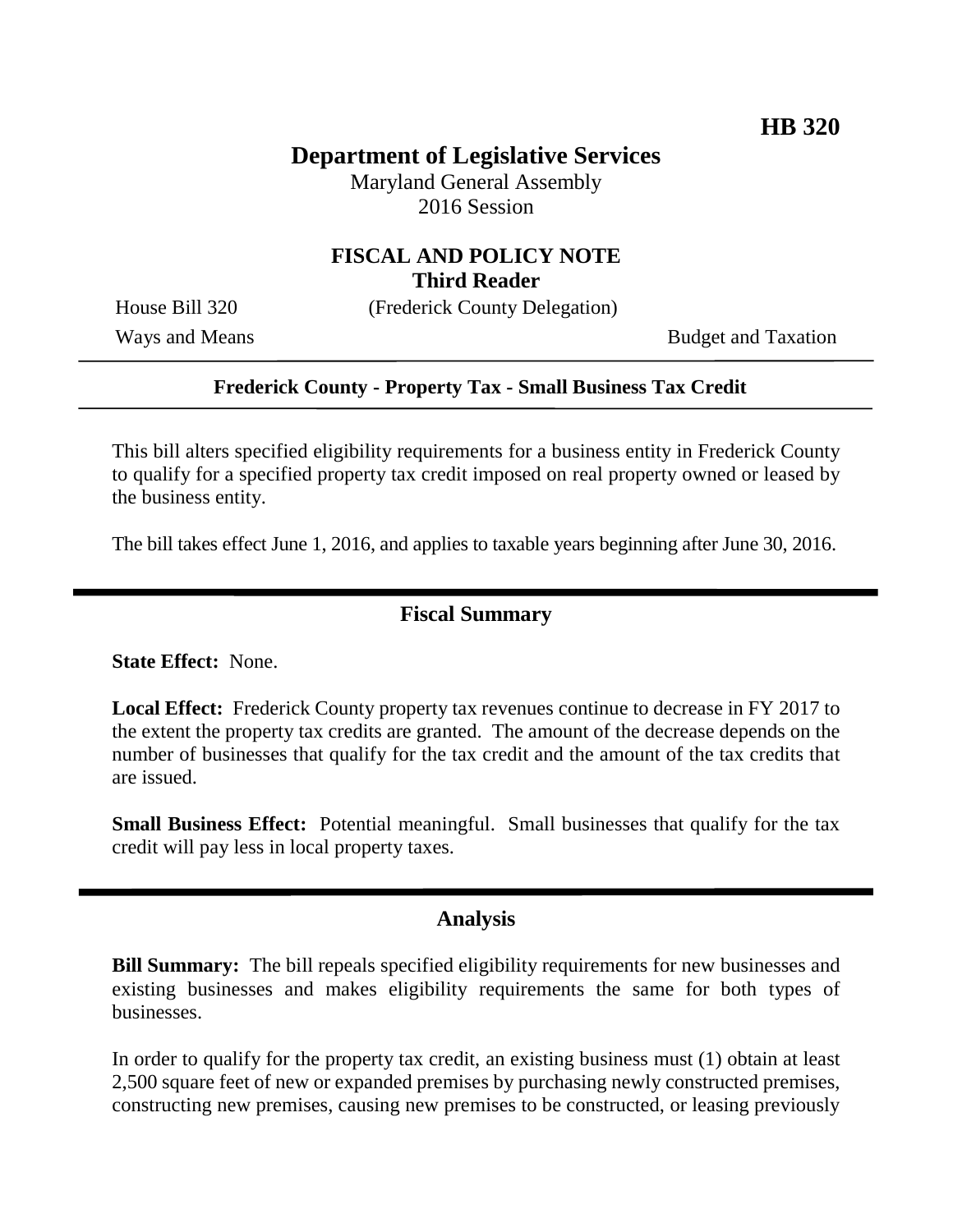**HB 320**

# Department of Legislative Services

Maryland General Assembly
2016 Session

## FISCAL AND POLICY NOTE
**Third Reader**

House Bill 320 (Frederick County Delegation)

Ways and Means Budget and Taxation

---

**Frederick County - Property Tax - Small Business Tax Credit**

---

This bill alters specified eligibility requirements for a business entity in Frederick County to qualify for a specified property tax credit imposed on real property owned or leased by the business entity.

The bill takes effect June 1, 2016, and applies to taxable years beginning after June 30, 2016.

---

## Fiscal Summary

**State Effect:** None.

**Local Effect:** Frederick County property tax revenues continue to decrease in FY 2017 to the extent the property tax credits are granted. The amount of the decrease depends on the number of businesses that qualify for the tax credit and the amount of the tax credits that are issued.

**Small Business Effect:** Potential meaningful. Small businesses that qualify for the tax credit will pay less in local property taxes.

---

## Analysis

**Bill Summary:** The bill repeals specified eligibility requirements for new businesses and existing businesses and makes eligibility requirements the same for both types of businesses.

In order to qualify for the property tax credit, an existing business must (1) obtain at least 2,500 square feet of new or expanded premises by purchasing newly constructed premises, constructing new premises, causing new premises to be constructed, or leasing previously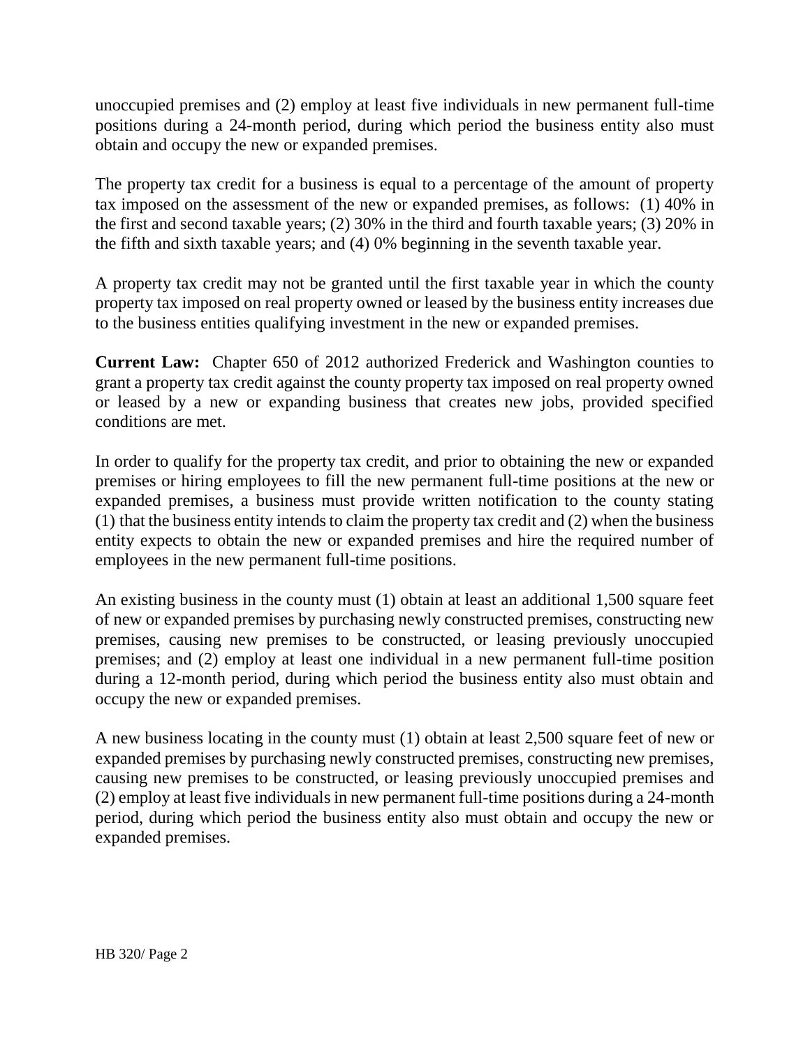unoccupied premises and (2) employ at least five individuals in new permanent full-time positions during a 24-month period, during which period the business entity also must obtain and occupy the new or expanded premises.

The property tax credit for a business is equal to a percentage of the amount of property tax imposed on the assessment of the new or expanded premises, as follows: (1) 40% in the first and second taxable years; (2) 30% in the third and fourth taxable years; (3) 20% in the fifth and sixth taxable years; and (4) 0% beginning in the seventh taxable year.

A property tax credit may not be granted until the first taxable year in which the county property tax imposed on real property owned or leased by the business entity increases due to the business entities qualifying investment in the new or expanded premises.

**Current Law:** Chapter 650 of 2012 authorized Frederick and Washington counties to grant a property tax credit against the county property tax imposed on real property owned or leased by a new or expanding business that creates new jobs, provided specified conditions are met.

In order to qualify for the property tax credit, and prior to obtaining the new or expanded premises or hiring employees to fill the new permanent full-time positions at the new or expanded premises, a business must provide written notification to the county stating (1) that the business entity intends to claim the property tax credit and (2) when the business entity expects to obtain the new or expanded premises and hire the required number of employees in the new permanent full-time positions.

An existing business in the county must (1) obtain at least an additional 1,500 square feet of new or expanded premises by purchasing newly constructed premises, constructing new premises, causing new premises to be constructed, or leasing previously unoccupied premises; and (2) employ at least one individual in a new permanent full-time position during a 12-month period, during which period the business entity also must obtain and occupy the new or expanded premises.

A new business locating in the county must (1) obtain at least 2,500 square feet of new or expanded premises by purchasing newly constructed premises, constructing new premises, causing new premises to be constructed, or leasing previously unoccupied premises and (2) employ at least five individuals in new permanent full-time positions during a 24-month period, during which period the business entity also must obtain and occupy the new or expanded premises.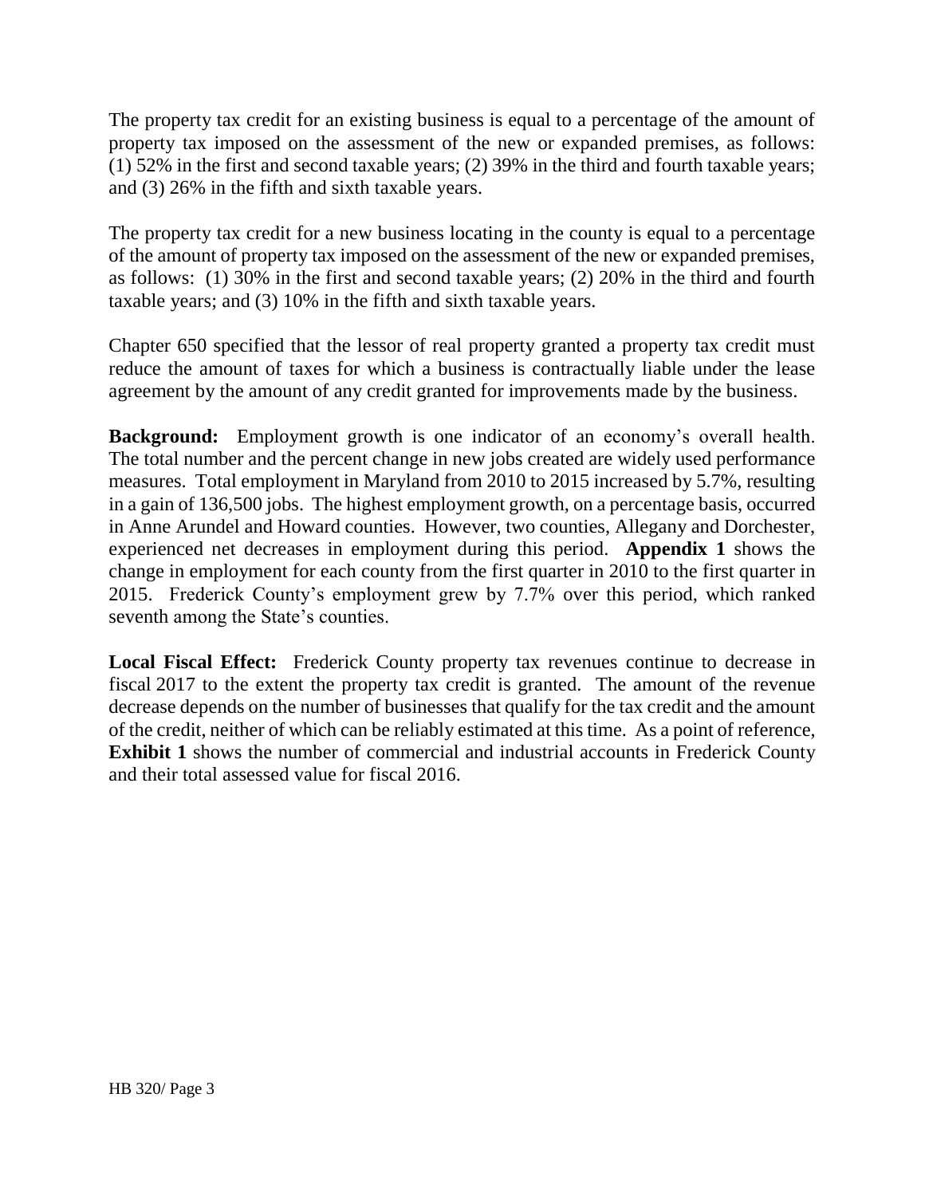The property tax credit for an existing business is equal to a percentage of the amount of property tax imposed on the assessment of the new or expanded premises, as follows: (1) 52% in the first and second taxable years; (2) 39% in the third and fourth taxable years; and (3) 26% in the fifth and sixth taxable years.

The property tax credit for a new business locating in the county is equal to a percentage of the amount of property tax imposed on the assessment of the new or expanded premises, as follows: (1) 30% in the first and second taxable years; (2) 20% in the third and fourth taxable years; and (3) 10% in the fifth and sixth taxable years.

Chapter 650 specified that the lessor of real property granted a property tax credit must reduce the amount of taxes for which a business is contractually liable under the lease agreement by the amount of any credit granted for improvements made by the business.

**Background:** Employment growth is one indicator of an economy's overall health. The total number and the percent change in new jobs created are widely used performance measures. Total employment in Maryland from 2010 to 2015 increased by 5.7%, resulting in a gain of 136,500 jobs. The highest employment growth, on a percentage basis, occurred in Anne Arundel and Howard counties. However, two counties, Allegany and Dorchester, experienced net decreases in employment during this period. **Appendix 1** shows the change in employment for each county from the first quarter in 2010 to the first quarter in 2015. Frederick County's employment grew by 7.7% over this period, which ranked seventh among the State's counties.

**Local Fiscal Effect:** Frederick County property tax revenues continue to decrease in fiscal 2017 to the extent the property tax credit is granted. The amount of the revenue decrease depends on the number of businesses that qualify for the tax credit and the amount of the credit, neither of which can be reliably estimated at this time. As a point of reference, **Exhibit 1** shows the number of commercial and industrial accounts in Frederick County and their total assessed value for fiscal 2016.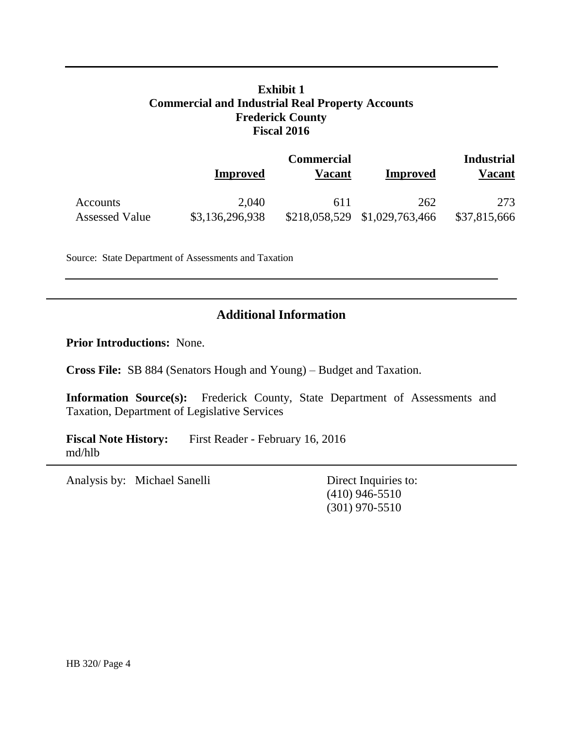**Exhibit 1**
**Commercial and Industrial Real Property Accounts**
**Frederick County**
**Fiscal 2016**

| | Commercial | | Industrial | |
|---|---|---|---|---|
| | **Improved** | **Vacant** | **Improved** | **Vacant** |
| Accounts | 2,040 | 611 | 262 | 273 |
| Assessed Value | $3,136,296,938 | $218,058,529 | $1,029,763,466 | $37,815,666 |

Source: State Department of Assessments and Taxation

## Additional Information

**Prior Introductions:** None.

**Cross File:** SB 884 (Senators Hough and Young) – Budget and Taxation.

**Information Source(s):** Frederick County, State Department of Assessments and Taxation, Department of Legislative Services

**Fiscal Note History:** First Reader - February 16, 2016
md/hlb

Analysis by: Michael Sanelli

Direct Inquiries to:
(410) 946-5510
(301) 970-5510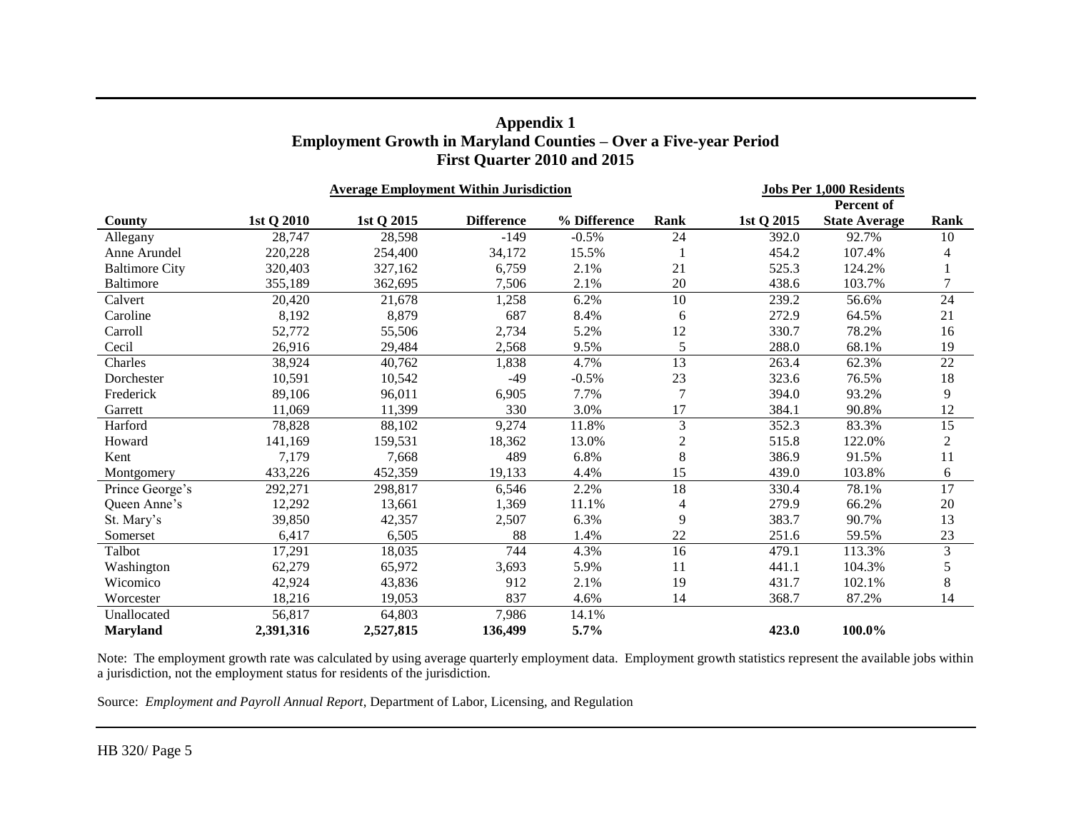# Appendix 1
## Employment Growth in Maryland Counties – Over a Five-year Period
### First Quarter 2010 and 2015

| | Average Employment Within Jurisdiction | | | | | Jobs Per 1,000 Residents | | |
|---|---|---|---|---|---|---|---|---|
| **County** | **1st Q 2010** | **1st Q 2015** | **Difference** | **% Difference** | **Rank** | **1st Q 2015** | **Percent of State Average** | **Rank** |
| Allegany | 28,747 | 28,598 | -149 | -0.5% | 24 | 392.0 | 92.7% | 10 |
| Anne Arundel | 220,228 | 254,400 | 34,172 | 15.5% | 1 | 454.2 | 107.4% | 4 |
| Baltimore City | 320,403 | 327,162 | 6,759 | 2.1% | 21 | 525.3 | 124.2% | 1 |
| Baltimore | 355,189 | 362,695 | 7,506 | 2.1% | 20 | 438.6 | 103.7% | 7 |
| Calvert | 20,420 | 21,678 | 1,258 | 6.2% | 10 | 239.2 | 56.6% | 24 |
| Caroline | 8,192 | 8,879 | 687 | 8.4% | 6 | 272.9 | 64.5% | 21 |
| Carroll | 52,772 | 55,506 | 2,734 | 5.2% | 12 | 330.7 | 78.2% | 16 |
| Cecil | 26,916 | 29,484 | 2,568 | 9.5% | 5 | 288.0 | 68.1% | 19 |
| Charles | 38,924 | 40,762 | 1,838 | 4.7% | 13 | 263.4 | 62.3% | 22 |
| Dorchester | 10,591 | 10,542 | -49 | -0.5% | 23 | 323.6 | 76.5% | 18 |
| Frederick | 89,106 | 96,011 | 6,905 | 7.7% | 7 | 394.0 | 93.2% | 9 |
| Garrett | 11,069 | 11,399 | 330 | 3.0% | 17 | 384.1 | 90.8% | 12 |
| Harford | 78,828 | 88,102 | 9,274 | 11.8% | 3 | 352.3 | 83.3% | 15 |
| Howard | 141,169 | 159,531 | 18,362 | 13.0% | 2 | 515.8 | 122.0% | 2 |
| Kent | 7,179 | 7,668 | 489 | 6.8% | 8 | 386.9 | 91.5% | 11 |
| Montgomery | 433,226 | 452,359 | 19,133 | 4.4% | 15 | 439.0 | 103.8% | 6 |
| Prince George's | 292,271 | 298,817 | 6,546 | 2.2% | 18 | 330.4 | 78.1% | 17 |
| Queen Anne's | 12,292 | 13,661 | 1,369 | 11.1% | 4 | 279.9 | 66.2% | 20 |
| St. Mary's | 39,850 | 42,357 | 2,507 | 6.3% | 9 | 383.7 | 90.7% | 13 |
| Somerset | 6,417 | 6,505 | 88 | 1.4% | 22 | 251.6 | 59.5% | 23 |
| Talbot | 17,291 | 18,035 | 744 | 4.3% | 16 | 479.1 | 113.3% | 3 |
| Washington | 62,279 | 65,972 | 3,693 | 5.9% | 11 | 441.1 | 104.3% | 5 |
| Wicomico | 42,924 | 43,836 | 912 | 2.1% | 19 | 431.7 | 102.1% | 8 |
| Worcester | 18,216 | 19,053 | 837 | 4.6% | 14 | 368.7 | 87.2% | 14 |
| Unallocated | 56,817 | 64,803 | 7,986 | 14.1% | | | | |
| **Maryland** | **2,391,316** | **2,527,815** | **136,499** | **5.7%** | | **423.0** | **100.0%** | |

Note: The employment growth rate was calculated by using average quarterly employment data. Employment growth statistics represent the available jobs within a jurisdiction, not the employment status for residents of the jurisdiction.

Source: *Employment and Payroll Annual Report*, Department of Labor, Licensing, and Regulation